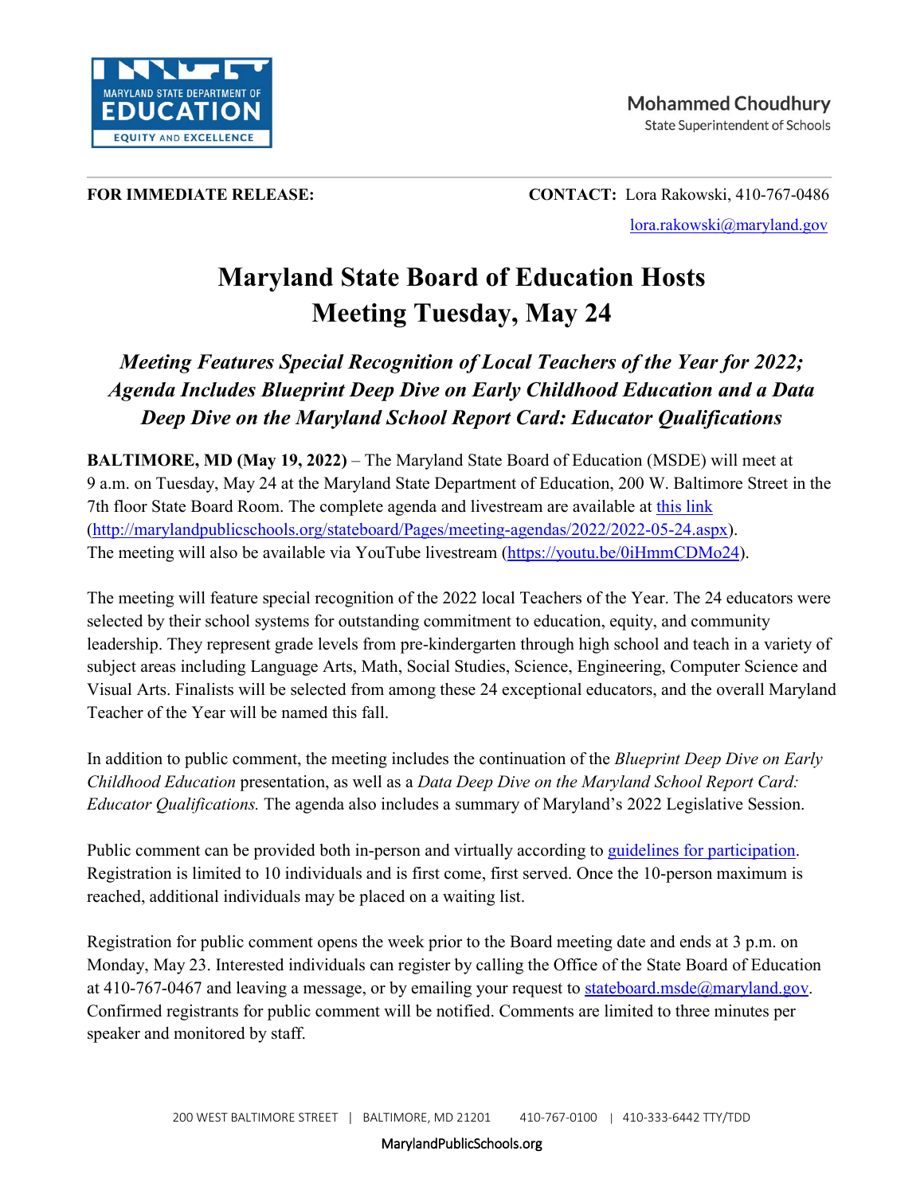MARYLAND STATE DEPARTMENT OF EDUCATION
EQUITY AND EXCELLENCE

Mohammed Choudhury
State Superintendent of Schools

**FOR IMMEDIATE RELEASE:** **CONTACT:** Lora Rakowski, 410-767-0486
lora.rakowski@maryland.gov

# Maryland State Board of Education Hosts Meeting Tuesday, May 24

## *Meeting Features Special Recognition of Local Teachers of the Year for 2022; Agenda Includes Blueprint Deep Dive on Early Childhood Education and a Data Deep Dive on the Maryland School Report Card: Educator Qualifications*

**BALTIMORE, MD (May 19, 2022)** – The Maryland State Board of Education (MSDE) will meet at 9 a.m. on Tuesday, May 24 at the Maryland State Department of Education, 200 W. Baltimore Street in the 7th floor State Board Room. The complete agenda and livestream are available at this link (http://marylandpublicschools.org/stateboard/Pages/meeting-agendas/2022/2022-05-24.aspx). The meeting will also be available via YouTube livestream (https://youtu.be/0iHmmCDMo24).

The meeting will feature special recognition of the 2022 local Teachers of the Year. The 24 educators were selected by their school systems for outstanding commitment to education, equity, and community leadership. They represent grade levels from pre-kindergarten through high school and teach in a variety of subject areas including Language Arts, Math, Social Studies, Science, Engineering, Computer Science and Visual Arts. Finalists will be selected from among these 24 exceptional educators, and the overall Maryland Teacher of the Year will be named this fall.

In addition to public comment, the meeting includes the continuation of the *Blueprint Deep Dive on Early Childhood Education* presentation, as well as a *Data Deep Dive on the Maryland School Report Card: Educator Qualifications.* The agenda also includes a summary of Maryland's 2022 Legislative Session.

Public comment can be provided both in-person and virtually according to guidelines for participation. Registration is limited to 10 individuals and is first come, first served. Once the 10-person maximum is reached, additional individuals may be placed on a waiting list.

Registration for public comment opens the week prior to the Board meeting date and ends at 3 p.m. on Monday, May 23. Interested individuals can register by calling the Office of the State Board of Education at 410-767-0467 and leaving a message, or by emailing your request to stateboard.msde@maryland.gov. Confirmed registrants for public comment will be notified. Comments are limited to three minutes per speaker and monitored by staff.

200 WEST BALTIMORE STREET | BALTIMORE, MD 21201 410-767-0100 | 410-333-6442 TTY/TDD

MarylandPublicSchools.org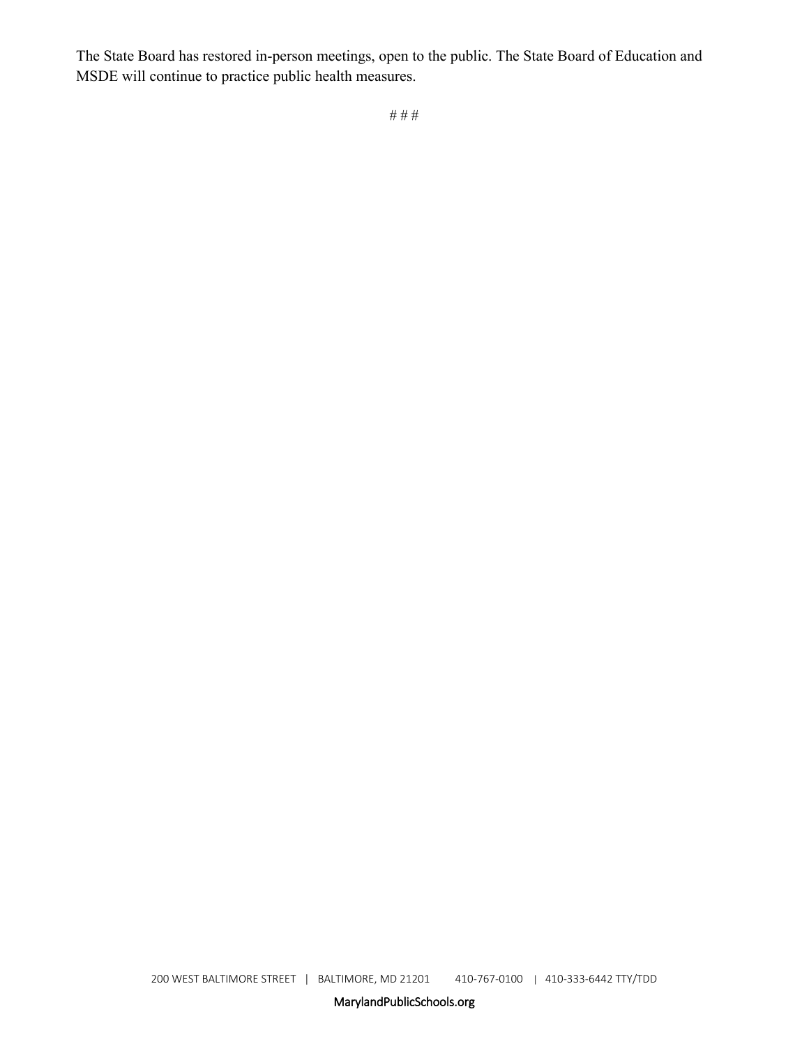The State Board has restored in-person meetings, open to the public. The State Board of Education and MSDE will continue to practice public health measures.

# # #